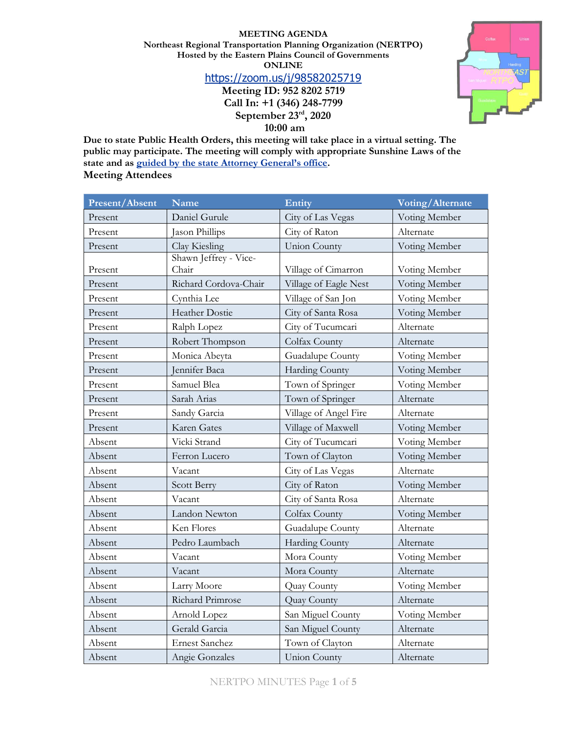**MEETING AGENDA**
**Northeast Regional Transportation Planning Organization (NERTPO)**
**Hosted by the Eastern Plains Council of Governments**
**ONLINE**

https://zoom.us/j/98582025719

**Meeting ID: 952 8202 5719**
**Call In: +1 (346) 248-7799**
**September 23rd, 2020**
**10:00 am**

**Due to state Public Health Orders, this meeting will take place in a virtual setting. The public may participate. The meeting will comply with appropriate Sunshine Laws of the state and as guided by the state Attorney General's office.**

**Meeting Attendees**

| Present/Absent | Name | Entity | Voting/Alternate |
|---|---|---|---|
| Present | Daniel Gurule | City of Las Vegas | Voting Member |
| Present | Jason Phillips | City of Raton | Alternate |
| Present | Clay Kiesling | Union County | Voting Member |
| Present | Shawn Jeffrey - Vice-Chair | Village of Cimarron | Voting Member |
| Present | Richard Cordova-Chair | Village of Eagle Nest | Voting Member |
| Present | Cynthia Lee | Village of San Jon | Voting Member |
| Present | Heather Dostie | City of Santa Rosa | Voting Member |
| Present | Ralph Lopez | City of Tucumcari | Alternate |
| Present | Robert Thompson | Colfax County | Alternate |
| Present | Monica Abeyta | Guadalupe County | Voting Member |
| Present | Jennifer Baca | Harding County | Voting Member |
| Present | Samuel Blea | Town of Springer | Voting Member |
| Present | Sarah Arias | Town of Springer | Alternate |
| Present | Sandy Garcia | Village of Angel Fire | Alternate |
| Present | Karen Gates | Village of Maxwell | Voting Member |
| Absent | Vicki Strand | City of Tucumcari | Voting Member |
| Absent | Ferron Lucero | Town of Clayton | Voting Member |
| Absent | Vacant | City of Las Vegas | Alternate |
| Absent | Scott Berry | City of Raton | Voting Member |
| Absent | Vacant | City of Santa Rosa | Alternate |
| Absent | Landon Newton | Colfax County | Voting Member |
| Absent | Ken Flores | Guadalupe County | Alternate |
| Absent | Pedro Laumbach | Harding County | Alternate |
| Absent | Vacant | Mora County | Voting Member |
| Absent | Vacant | Mora County | Alternate |
| Absent | Larry Moore | Quay County | Voting Member |
| Absent | Richard Primrose | Quay County | Alternate |
| Absent | Arnold Lopez | San Miguel County | Voting Member |
| Absent | Gerald Garcia | San Miguel County | Alternate |
| Absent | Ernest Sanchez | Town of Clayton | Alternate |
| Absent | Angie Gonzales | Union County | Alternate |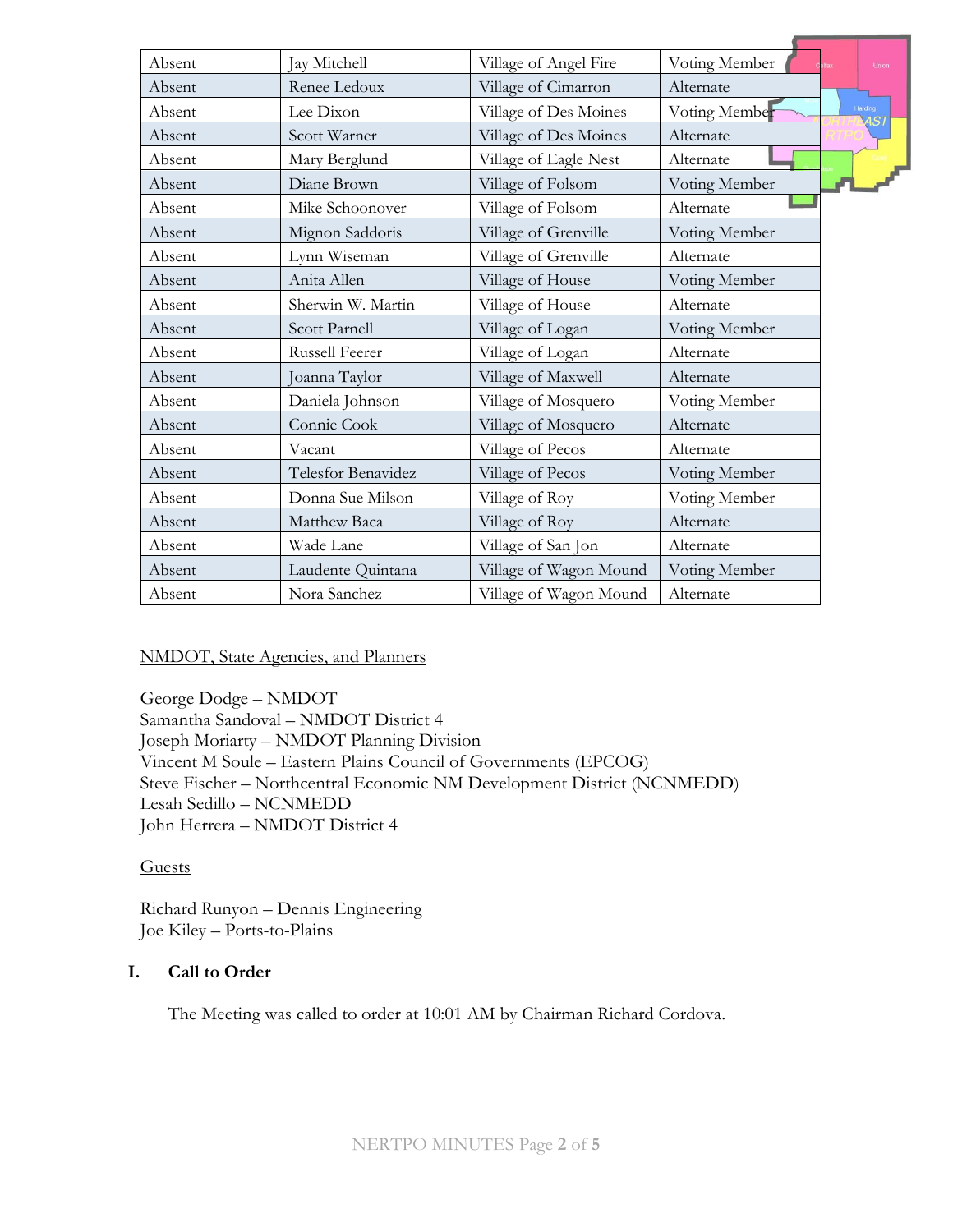| Absent | Jay Mitchell | Village of Angel Fire | Voting Member |
|---|---|---|---|
| Absent | Renee Ledoux | Village of Cimarron | Alternate |
| Absent | Lee Dixon | Village of Des Moines | Voting Member |
| Absent | Scott Warner | Village of Des Moines | Alternate |
| Absent | Mary Berglund | Village of Eagle Nest | Alternate |
| Absent | Diane Brown | Village of Folsom | Voting Member |
| Absent | Mike Schoonover | Village of Folsom | Alternate |
| Absent | Mignon Saddoris | Village of Grenville | Voting Member |
| Absent | Lynn Wiseman | Village of Grenville | Alternate |
| Absent | Anita Allen | Village of House | Voting Member |
| Absent | Sherwin W. Martin | Village of House | Alternate |
| Absent | Scott Parnell | Village of Logan | Voting Member |
| Absent | Russell Feerer | Village of Logan | Alternate |
| Absent | Joanna Taylor | Village of Maxwell | Alternate |
| Absent | Daniela Johnson | Village of Mosquero | Voting Member |
| Absent | Connie Cook | Village of Mosquero | Alternate |
| Absent | Vacant | Village of Pecos | Alternate |
| Absent | Telesfor Benavidez | Village of Pecos | Voting Member |
| Absent | Donna Sue Milson | Village of Roy | Voting Member |
| Absent | Matthew Baca | Village of Roy | Alternate |
| Absent | Wade Lane | Village of San Jon | Alternate |
| Absent | Laudente Quintana | Village of Wagon Mound | Voting Member |
| Absent | Nora Sanchez | Village of Wagon Mound | Alternate |

NMDOT, State Agencies, and Planners

George Dodge – NMDOT
Samantha Sandoval – NMDOT District 4
Joseph Moriarty – NMDOT Planning Division
Vincent M Soule – Eastern Plains Council of Governments (EPCOG)
Steve Fischer – Northcentral Economic NM Development District (NCNMEDD)
Lesah Sedillo – NCNMEDD
John Herrera – NMDOT District 4

Guests

Richard Runyon – Dennis Engineering
Joe Kiley – Ports-to-Plains

## I. Call to Order

The Meeting was called to order at 10:01 AM by Chairman Richard Cordova.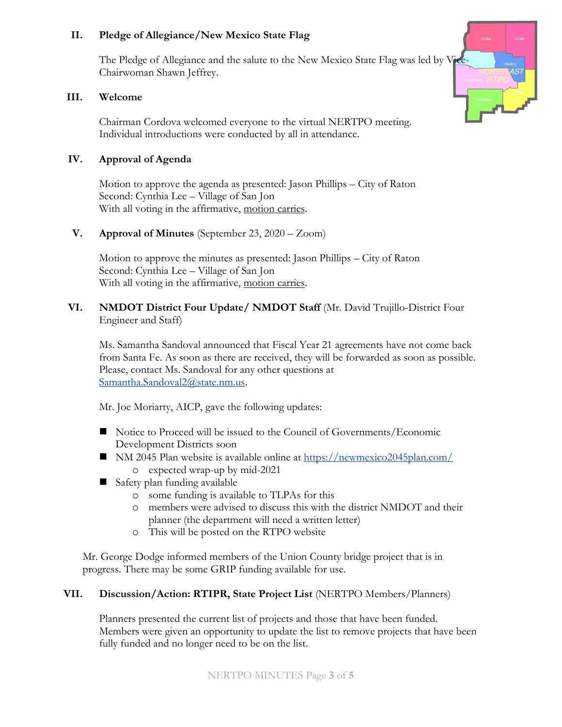## II. Pledge of Allegiance/New Mexico State Flag

The Pledge of Allegiance and the salute to the New Mexico State Flag was led by Vice-Chairwoman Shawn Jeffrey.

## III. Welcome

Chairman Cordova welcomed everyone to the virtual NERTPO meeting. Individual introductions were conducted by all in attendance.

## IV. Approval of Agenda

Motion to approve the agenda as presented: Jason Phillips – City of Raton
Second: Cynthia Lee – Village of San Jon
With all voting in the affirmative, motion carries.

## V. Approval of Minutes (September 23, 2020 – Zoom)

Motion to approve the minutes as presented: Jason Phillips – City of Raton
Second: Cynthia Lee – Village of San Jon
With all voting in the affirmative, motion carries.

## VI. NMDOT District Four Update/ NMDOT Staff (Mr. David Trujillo-District Four Engineer and Staff)

Ms. Samantha Sandoval announced that Fiscal Year 21 agreements have not come back from Santa Fe. As soon as there are received, they will be forwarded as soon as possible. Please, contact Ms. Sandoval for any other questions at Samantha.Sandoval2@state.nm.us.

Mr. Joe Moriarty, AICP, gave the following updates:

- Notice to Proceed will be issued to the Council of Governments/Economic Development Districts soon
- NM 2045 Plan website is available online at https://newmexico2045plan.com/
  - expected wrap-up by mid-2021
- Safety plan funding available
  - some funding is available to TLPAs for this
  - members were advised to discuss this with the district NMDOT and their planner (the department will need a written letter)
  - This will be posted on the RTPO website

Mr. George Dodge informed members of the Union County bridge project that is in progress. There may be some GRIP funding available for use.

## VII. Discussion/Action: RTIPR, State Project List (NERTPO Members/Planners)

Planners presented the current list of projects and those that have been funded. Members were given an opportunity to update the list to remove projects that have been fully funded and no longer need to be on the list.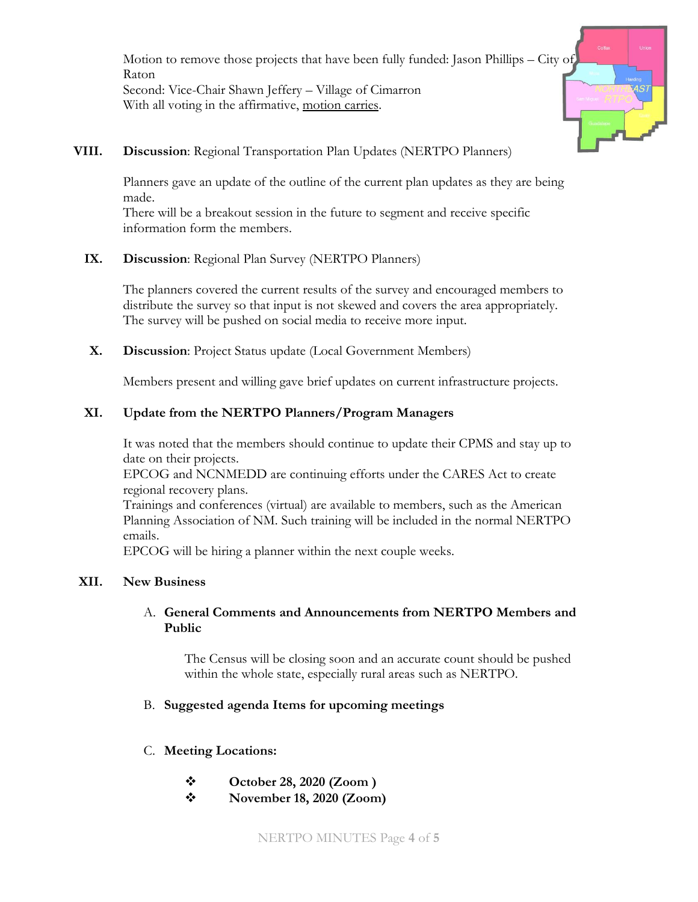Motion to remove those projects that have been fully funded: Jason Phillips – City of Raton
Second: Vice-Chair Shawn Jeffery – Village of Cimarron
With all voting in the affirmative, motion carries.

**VIII. Discussion**: Regional Transportation Plan Updates (NERTPO Planners)

Planners gave an update of the outline of the current plan updates as they are being made.
There will be a breakout session in the future to segment and receive specific information form the members.

**IX. Discussion**: Regional Plan Survey (NERTPO Planners)

The planners covered the current results of the survey and encouraged members to distribute the survey so that input is not skewed and covers the area appropriately.
The survey will be pushed on social media to receive more input.

**X. Discussion**: Project Status update (Local Government Members)

Members present and willing gave brief updates on current infrastructure projects.

**XI. Update from the NERTPO Planners/Program Managers**

It was noted that the members should continue to update their CPMS and stay up to date on their projects.
EPCOG and NCNMEDD are continuing efforts under the CARES Act to create regional recovery plans.
Trainings and conferences (virtual) are available to members, such as the American Planning Association of NM. Such training will be included in the normal NERTPO emails.
EPCOG will be hiring a planner within the next couple weeks.

**XII. New Business**

A. **General Comments and Announcements from NERTPO Members and Public**

The Census will be closing soon and an accurate count should be pushed within the whole state, especially rural areas such as NERTPO.

B. **Suggested agenda Items for upcoming meetings**

C. **Meeting Locations:**

- **October 28, 2020 (Zoom )**
- **November 18, 2020 (Zoom)**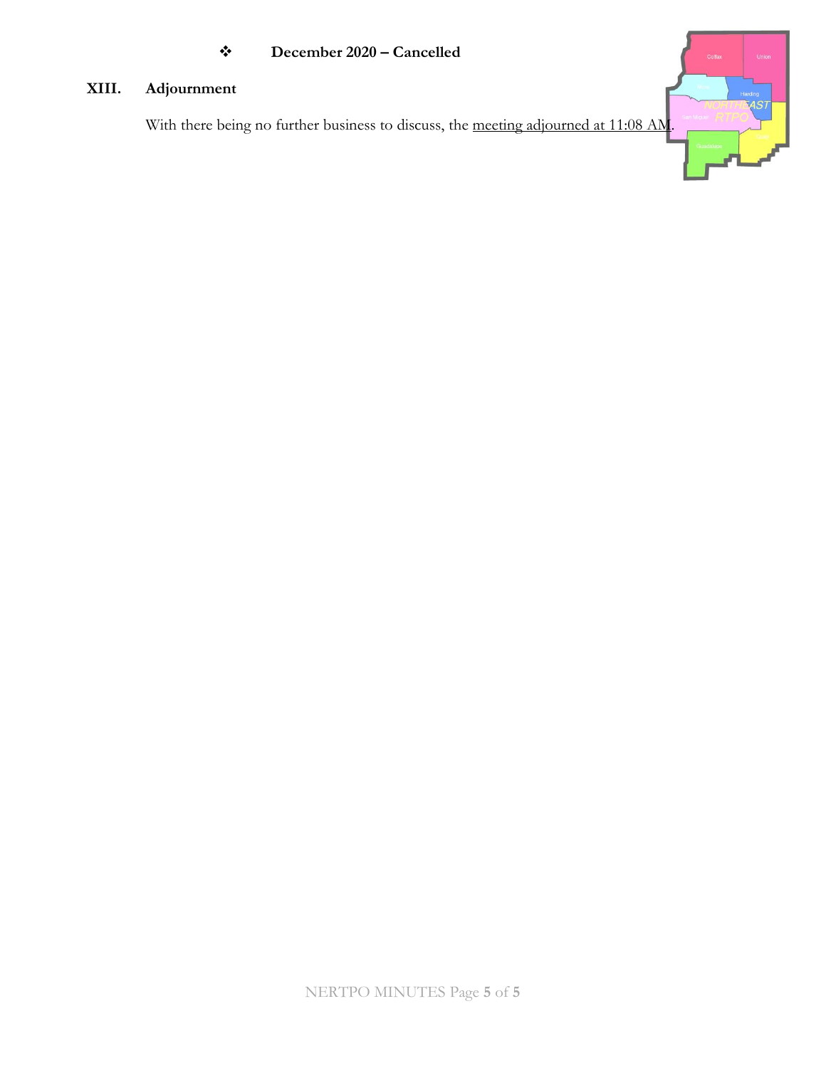- **December 2020 – Cancelled**

## XIII. Adjournment

With there being no further business to discuss, the meeting adjourned at 11:08 AM.